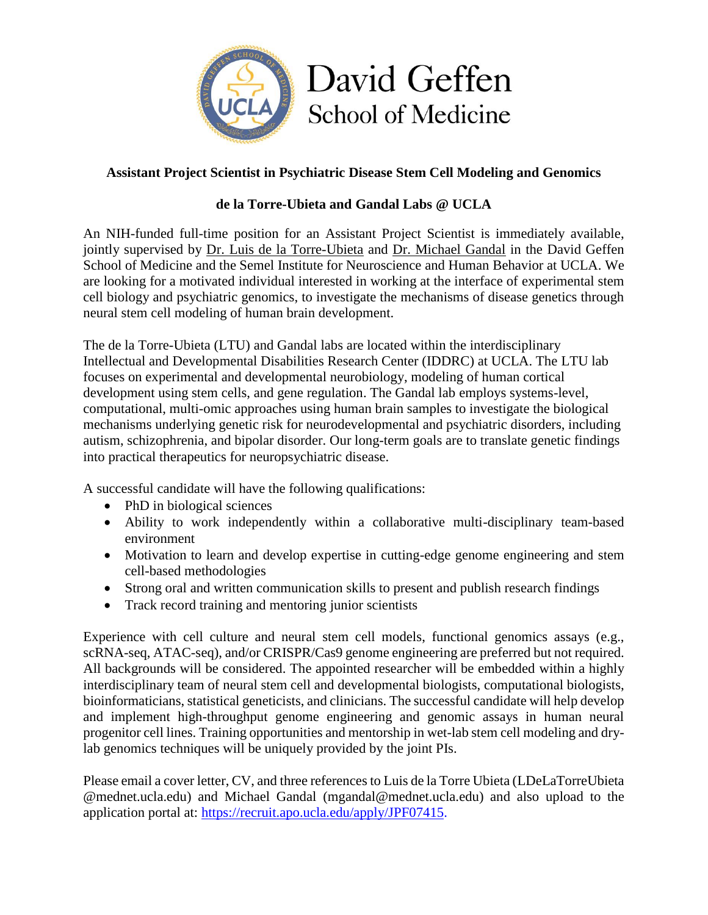David Geffen School of Medicine

**Assistant Project Scientist in Psychiatric Disease Stem Cell Modeling and Genomics**

**de la Torre-Ubieta and Gandal Labs @ UCLA**

An NIH-funded full-time position for an Assistant Project Scientist is immediately available, jointly supervised by Dr. Luis de la Torre-Ubieta and Dr. Michael Gandal in the David Geffen School of Medicine and the Semel Institute for Neuroscience and Human Behavior at UCLA. We are looking for a motivated individual interested in working at the interface of experimental stem cell biology and psychiatric genomics, to investigate the mechanisms of disease genetics through neural stem cell modeling of human brain development.

The de la Torre-Ubieta (LTU) and Gandal labs are located within the interdisciplinary Intellectual and Developmental Disabilities Research Center (IDDRC) at UCLA. The LTU lab focuses on experimental and developmental neurobiology, modeling of human cortical development using stem cells, and gene regulation. The Gandal lab employs systems-level, computational, multi-omic approaches using human brain samples to investigate the biological mechanisms underlying genetic risk for neurodevelopmental and psychiatric disorders, including autism, schizophrenia, and bipolar disorder. Our long-term goals are to translate genetic findings into practical therapeutics for neuropsychiatric disease.

A successful candidate will have the following qualifications:

- PhD in biological sciences
- Ability to work independently within a collaborative multi-disciplinary team-based environment
- Motivation to learn and develop expertise in cutting-edge genome engineering and stem cell-based methodologies
- Strong oral and written communication skills to present and publish research findings
- Track record training and mentoring junior scientists

Experience with cell culture and neural stem cell models, functional genomics assays (e.g., scRNA-seq, ATAC-seq), and/or CRISPR/Cas9 genome engineering are preferred but not required. All backgrounds will be considered. The appointed researcher will be embedded within a highly interdisciplinary team of neural stem cell and developmental biologists, computational biologists, bioinformaticians, statistical geneticists, and clinicians. The successful candidate will help develop and implement high-throughput genome engineering and genomic assays in human neural progenitor cell lines. Training opportunities and mentorship in wet-lab stem cell modeling and dry-lab genomics techniques will be uniquely provided by the joint PIs.

Please email a cover letter, CV, and three references to Luis de la Torre Ubieta (LDeLaTorreUbieta @mednet.ucla.edu) and Michael Gandal (mgandal@mednet.ucla.edu) and also upload to the application portal at: https://recruit.apo.ucla.edu/apply/JPF07415.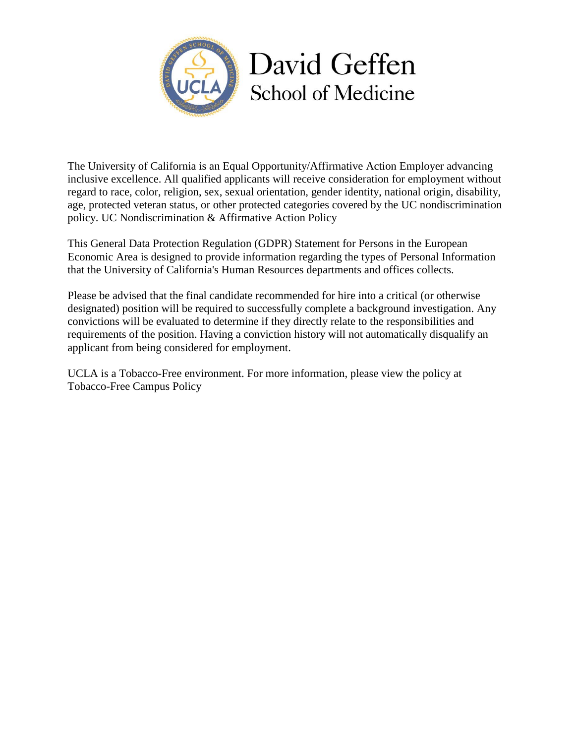David Geffen School of Medicine

The University of California is an Equal Opportunity/Affirmative Action Employer advancing inclusive excellence. All qualified applicants will receive consideration for employment without regard to race, color, religion, sex, sexual orientation, gender identity, national origin, disability, age, protected veteran status, or other protected categories covered by the UC nondiscrimination policy. UC Nondiscrimination & Affirmative Action Policy

This General Data Protection Regulation (GDPR) Statement for Persons in the European Economic Area is designed to provide information regarding the types of Personal Information that the University of California's Human Resources departments and offices collects.

Please be advised that the final candidate recommended for hire into a critical (or otherwise designated) position will be required to successfully complete a background investigation. Any convictions will be evaluated to determine if they directly relate to the responsibilities and requirements of the position. Having a conviction history will not automatically disqualify an applicant from being considered for employment.

UCLA is a Tobacco-Free environment. For more information, please view the policy at Tobacco-Free Campus Policy